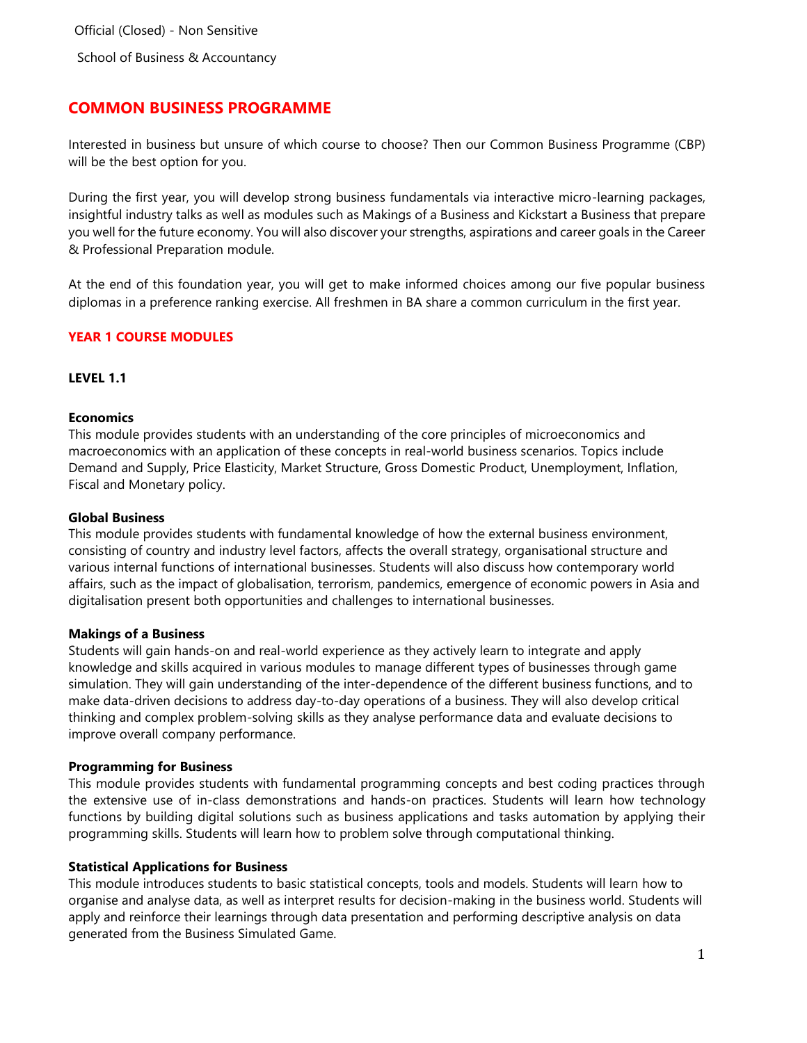Official (Closed) - Non Sensitive

School of Business & Accountancy

# COMMON BUSINESS PROGRAMME

Interested in business but unsure of which course to choose? Then our Common Business Programme (CBP) will be the best option for you.

During the first year, you will develop strong business fundamentals via interactive micro-learning packages, insightful industry talks as well as modules such as Makings of a Business and Kickstart a Business that prepare you well for the future economy. You will also discover your strengths, aspirations and career goals in the Career & Professional Preparation module.

At the end of this foundation year, you will get to make informed choices among our five popular business diplomas in a preference ranking exercise. All freshmen in BA share a common curriculum in the first year.

## YEAR 1 COURSE MODULES

### LEVEL 1.1

**Economics**
This module provides students with an understanding of the core principles of microeconomics and macroeconomics with an application of these concepts in real-world business scenarios. Topics include Demand and Supply, Price Elasticity, Market Structure, Gross Domestic Product, Unemployment, Inflation, Fiscal and Monetary policy.

**Global Business**
This module provides students with fundamental knowledge of how the external business environment, consisting of country and industry level factors, affects the overall strategy, organisational structure and various internal functions of international businesses. Students will also discuss how contemporary world affairs, such as the impact of globalisation, terrorism, pandemics, emergence of economic powers in Asia and digitalisation present both opportunities and challenges to international businesses.

**Makings of a Business**
Students will gain hands-on and real-world experience as they actively learn to integrate and apply knowledge and skills acquired in various modules to manage different types of businesses through game simulation. They will gain understanding of the inter-dependence of the different business functions, and to make data-driven decisions to address day-to-day operations of a business. They will also develop critical thinking and complex problem-solving skills as they analyse performance data and evaluate decisions to improve overall company performance.

**Programming for Business**
This module provides students with fundamental programming concepts and best coding practices through the extensive use of in-class demonstrations and hands-on practices. Students will learn how technology functions by building digital solutions such as business applications and tasks automation by applying their programming skills. Students will learn how to problem solve through computational thinking.

**Statistical Applications for Business**
This module introduces students to basic statistical concepts, tools and models. Students will learn how to organise and analyse data, as well as interpret results for decision-making in the business world. Students will apply and reinforce their learnings through data presentation and performing descriptive analysis on data generated from the Business Simulated Game.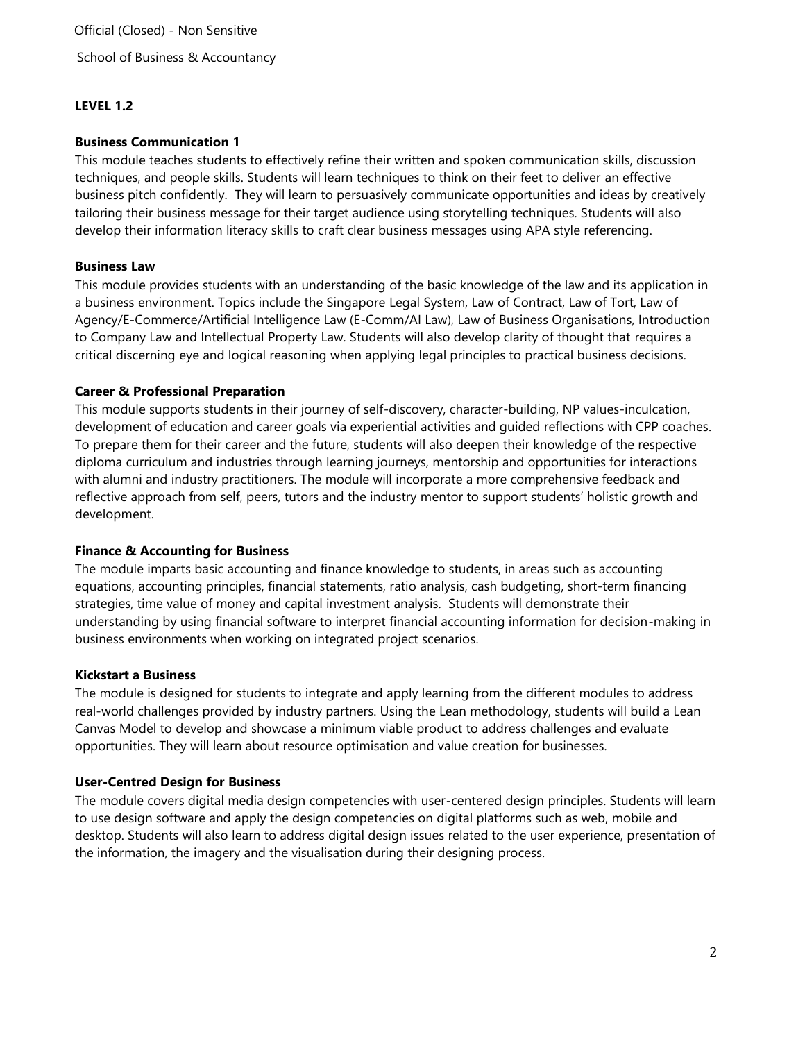## LEVEL 1.2

### Business Communication 1

This module teaches students to effectively refine their written and spoken communication skills, discussion techniques, and people skills. Students will learn techniques to think on their feet to deliver an effective business pitch confidently. They will learn to persuasively communicate opportunities and ideas by creatively tailoring their business message for their target audience using storytelling techniques. Students will also develop their information literacy skills to craft clear business messages using APA style referencing.

### Business Law

This module provides students with an understanding of the basic knowledge of the law and its application in a business environment. Topics include the Singapore Legal System, Law of Contract, Law of Tort, Law of Agency/E-Commerce/Artificial Intelligence Law (E-Comm/AI Law), Law of Business Organisations, Introduction to Company Law and Intellectual Property Law. Students will also develop clarity of thought that requires a critical discerning eye and logical reasoning when applying legal principles to practical business decisions.

### Career & Professional Preparation

This module supports students in their journey of self-discovery, character-building, NP values-inculcation, development of education and career goals via experiential activities and guided reflections with CPP coaches. To prepare them for their career and the future, students will also deepen their knowledge of the respective diploma curriculum and industries through learning journeys, mentorship and opportunities for interactions with alumni and industry practitioners. The module will incorporate a more comprehensive feedback and reflective approach from self, peers, tutors and the industry mentor to support students' holistic growth and development.

### Finance & Accounting for Business

The module imparts basic accounting and finance knowledge to students, in areas such as accounting equations, accounting principles, financial statements, ratio analysis, cash budgeting, short-term financing strategies, time value of money and capital investment analysis. Students will demonstrate their understanding by using financial software to interpret financial accounting information for decision-making in business environments when working on integrated project scenarios.

### Kickstart a Business

The module is designed for students to integrate and apply learning from the different modules to address real-world challenges provided by industry partners. Using the Lean methodology, students will build a Lean Canvas Model to develop and showcase a minimum viable product to address challenges and evaluate opportunities. They will learn about resource optimisation and value creation for businesses.

### User-Centred Design for Business

The module covers digital media design competencies with user-centered design principles. Students will learn to use design software and apply the design competencies on digital platforms such as web, mobile and desktop. Students will also learn to address digital design issues related to the user experience, presentation of the information, the imagery and the visualisation during their designing process.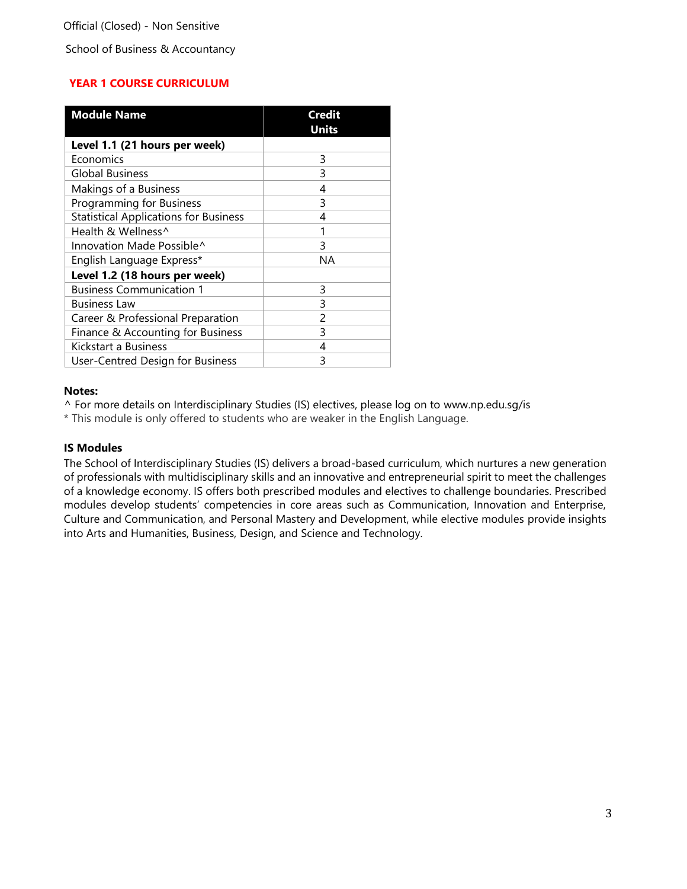Official (Closed) - Non Sensitive

School of Business & Accountancy

## YEAR 1 COURSE CURRICULUM

| Module Name | Credit Units |
|---|---|
| **Level 1.1 (21 hours per week)** | |
| Economics | 3 |
| Global Business | 3 |
| Makings of a Business | 4 |
| Programming for Business | 3 |
| Statistical Applications for Business | 4 |
| Health & Wellness^ | 1 |
| Innovation Made Possible^ | 3 |
| English Language Express* | NA |
| **Level 1.2 (18 hours per week)** | |
| Business Communication 1 | 3 |
| Business Law | 3 |
| Career & Professional Preparation | 2 |
| Finance & Accounting for Business | 3 |
| Kickstart a Business | 4 |
| User-Centred Design for Business | 3 |

**Notes:**

^ For more details on Interdisciplinary Studies (IS) electives, please log on to www.np.edu.sg/is

* This module is only offered to students who are weaker in the English Language.

### IS Modules

The School of Interdisciplinary Studies (IS) delivers a broad-based curriculum, which nurtures a new generation of professionals with multidisciplinary skills and an innovative and entrepreneurial spirit to meet the challenges of a knowledge economy. IS offers both prescribed modules and electives to challenge boundaries. Prescribed modules develop students' competencies in core areas such as Communication, Innovation and Enterprise, Culture and Communication, and Personal Mastery and Development, while elective modules provide insights into Arts and Humanities, Business, Design, and Science and Technology.